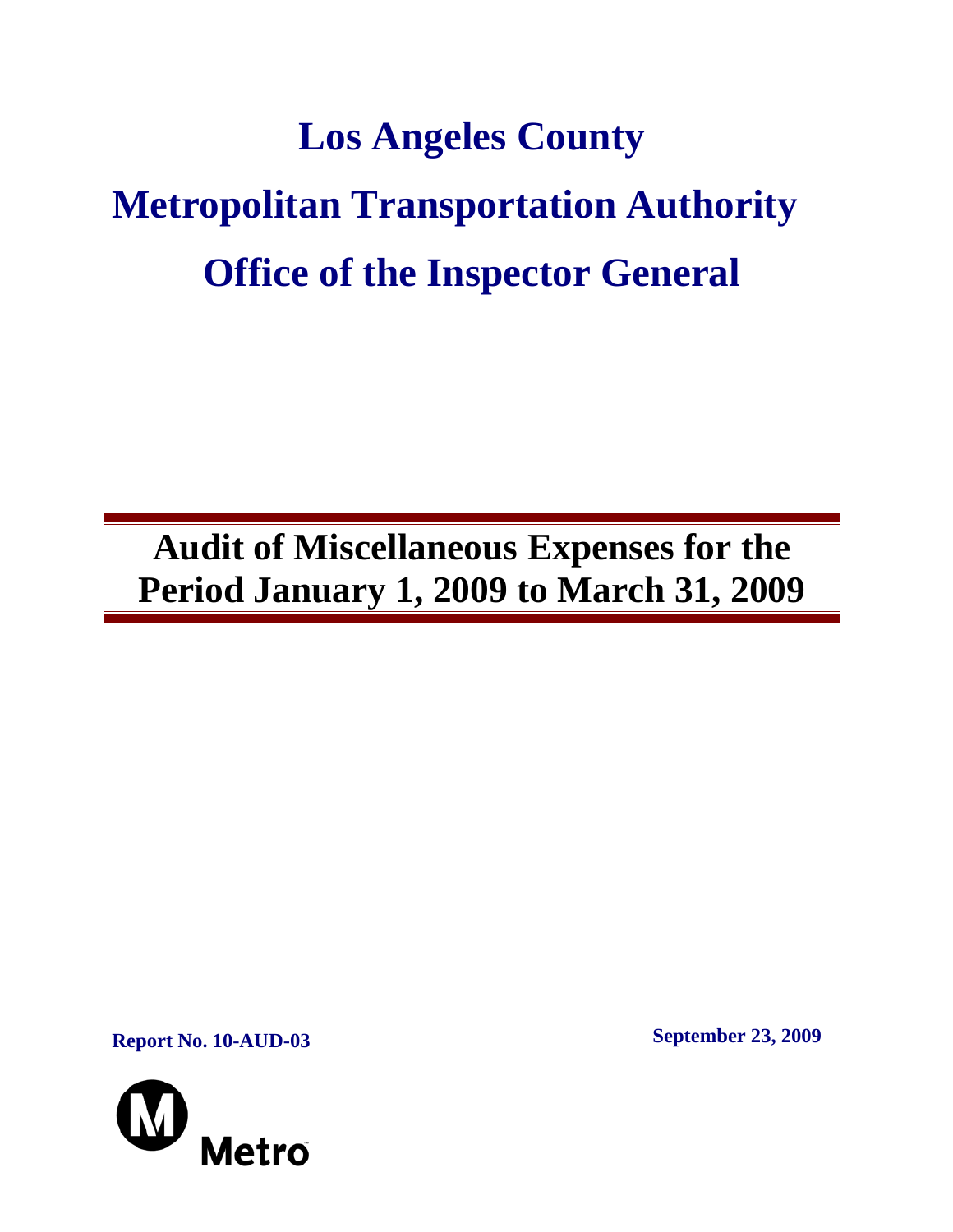# Los Angeles County

# Metropolitan Transportation Authority

# Office of the Inspector General

## Audit of Miscellaneous Expenses for the Period January 1, 2009 to March 31, 2009

**Report No. 10-AUD-03**

**September 23, 2009**

Metro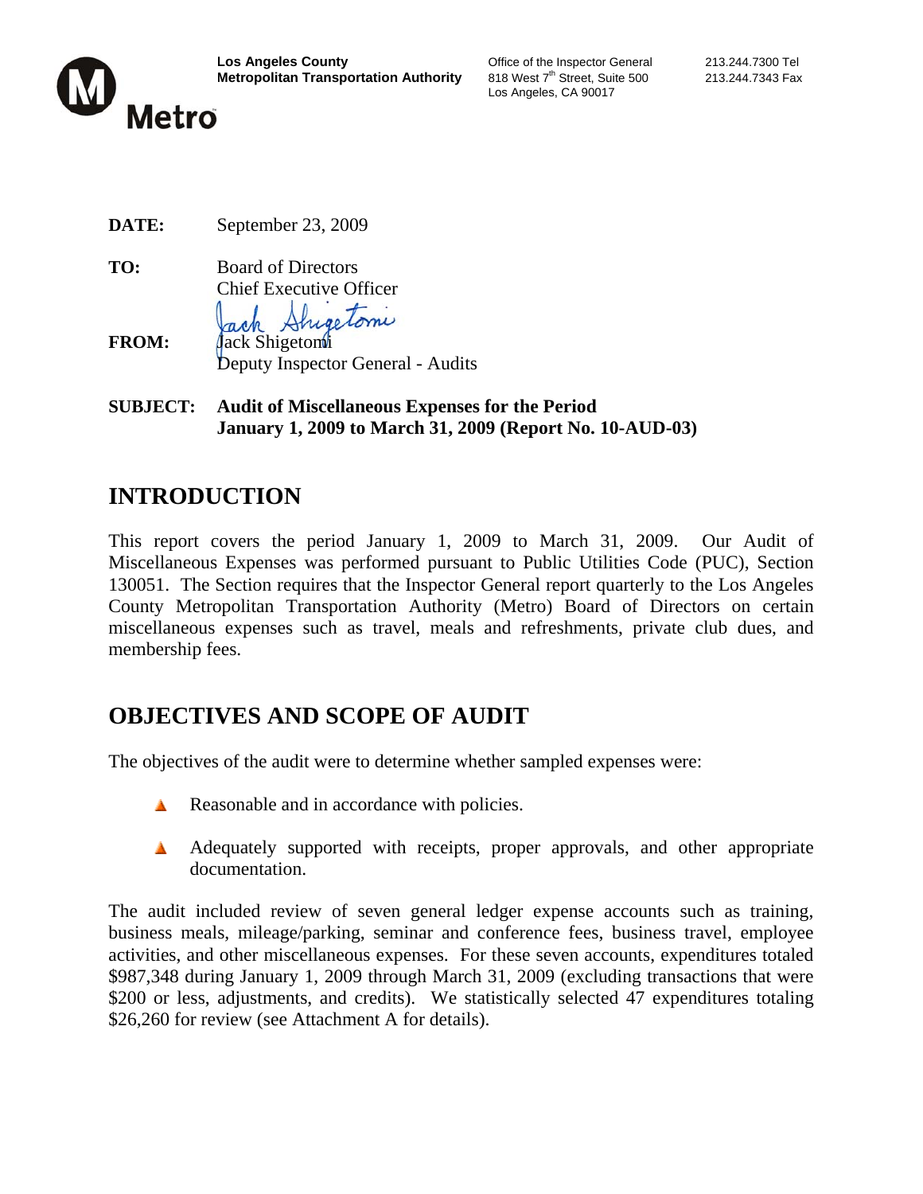**Los Angeles County**
**Metropolitan Transportation Authority**

Office of the Inspector General
818 West 7th Street, Suite 500
Los Angeles, CA 90017

213.244.7300 Tel
213.244.7343 Fax

**DATE:** September 23, 2009

**TO:** Board of Directors
Chief Executive Officer

**FROM:** Jack Shigetomi
Deputy Inspector General - Audits

**SUBJECT:** **Audit of Miscellaneous Expenses for the Period January 1, 2009 to March 31, 2009 (Report No. 10-AUD-03)**

## INTRODUCTION

This report covers the period January 1, 2009 to March 31, 2009. Our Audit of Miscellaneous Expenses was performed pursuant to Public Utilities Code (PUC), Section 130051. The Section requires that the Inspector General report quarterly to the Los Angeles County Metropolitan Transportation Authority (Metro) Board of Directors on certain miscellaneous expenses such as travel, meals and refreshments, private club dues, and membership fees.

## OBJECTIVES AND SCOPE OF AUDIT

The objectives of the audit were to determine whether sampled expenses were:

- Reasonable and in accordance with policies.
- Adequately supported with receipts, proper approvals, and other appropriate documentation.

The audit included review of seven general ledger expense accounts such as training, business meals, mileage/parking, seminar and conference fees, business travel, employee activities, and other miscellaneous expenses. For these seven accounts, expenditures totaled $987,348 during January 1, 2009 through March 31, 2009 (excluding transactions that were $200 or less, adjustments, and credits). We statistically selected 47 expenditures totaling $26,260 for review (see Attachment A for details).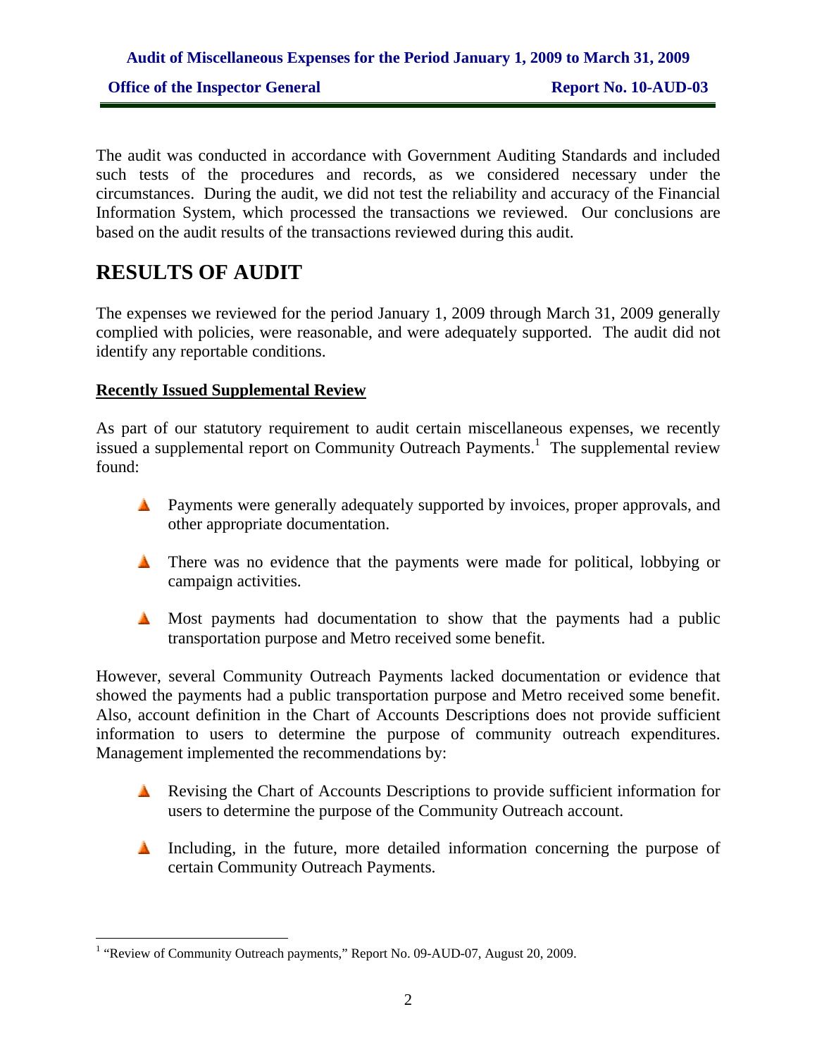The audit was conducted in accordance with Government Auditing Standards and included such tests of the procedures and records, as we considered necessary under the circumstances. During the audit, we did not test the reliability and accuracy of the Financial Information System, which processed the transactions we reviewed. Our conclusions are based on the audit results of the transactions reviewed during this audit.

# RESULTS OF AUDIT

The expenses we reviewed for the period January 1, 2009 through March 31, 2009 generally complied with policies, were reasonable, and were adequately supported. The audit did not identify any reportable conditions.

**Recently Issued Supplemental Review**

As part of our statutory requirement to audit certain miscellaneous expenses, we recently issued a supplemental report on Community Outreach Payments.[1] The supplemental review found:

- Payments were generally adequately supported by invoices, proper approvals, and other appropriate documentation.
- There was no evidence that the payments were made for political, lobbying or campaign activities.
- Most payments had documentation to show that the payments had a public transportation purpose and Metro received some benefit.

However, several Community Outreach Payments lacked documentation or evidence that showed the payments had a public transportation purpose and Metro received some benefit. Also, account definition in the Chart of Accounts Descriptions does not provide sufficient information to users to determine the purpose of community outreach expenditures. Management implemented the recommendations by:

- Revising the Chart of Accounts Descriptions to provide sufficient information for users to determine the purpose of the Community Outreach account.
- Including, in the future, more detailed information concerning the purpose of certain Community Outreach Payments.

---

[1] "Review of Community Outreach payments," Report No. 09-AUD-07, August 20, 2009.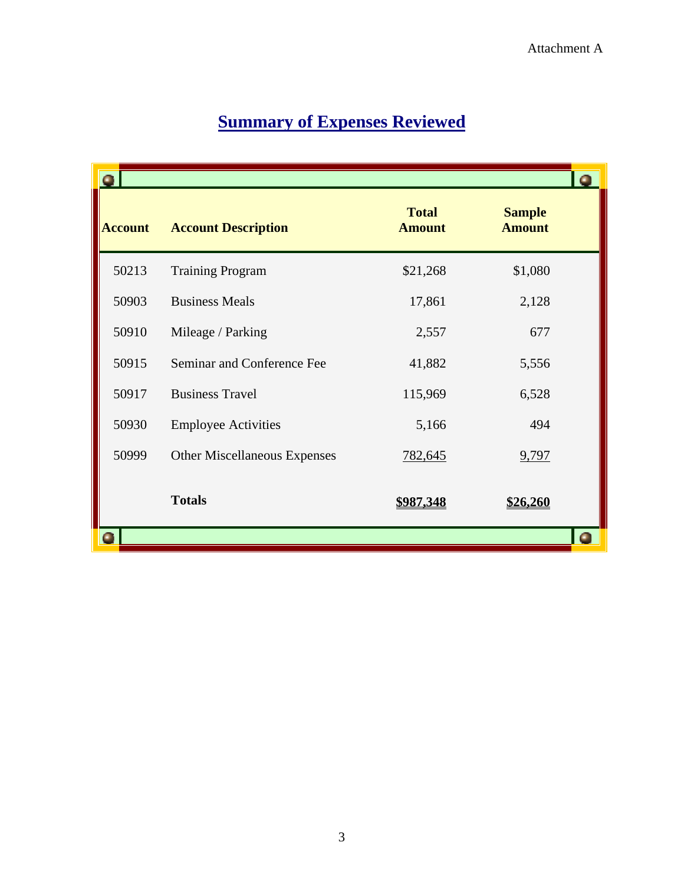Attachment A

# Summary of Expenses Reviewed

| Account | Account Description | Total Amount | Sample Amount |
|---|---|---|---|
| 50213 | Training Program | $21,268 | $1,080 |
| 50903 | Business Meals | 17,861 | 2,128 |
| 50910 | Mileage / Parking | 2,557 | 677 |
| 50915 | Seminar and Conference Fee | 41,882 | 5,556 |
| 50917 | Business Travel | 115,969 | 6,528 |
| 50930 | Employee Activities | 5,166 | 494 |
| 50999 | Other Miscellaneous Expenses | 782,645 | 9,797 |
| | **Totals** | **$987,348** | **$26,260** |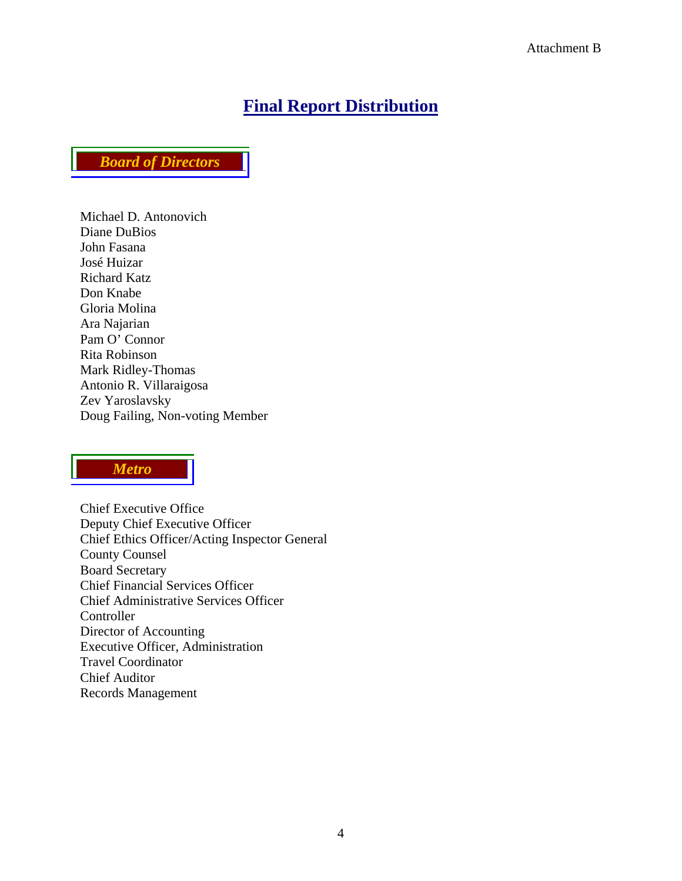Attachment B

# Final Report Distribution

## *Board of Directors*

Michael D. Antonovich
Diane DuBios
John Fasana
José Huizar
Richard Katz
Don Knabe
Gloria Molina
Ara Najarian
Pam O' Connor
Rita Robinson
Mark Ridley-Thomas
Antonio R. Villaraigosa
Zev Yaroslavsky
Doug Failing, Non-voting Member

## *Metro*

Chief Executive Office
Deputy Chief Executive Officer
Chief Ethics Officer/Acting Inspector General
County Counsel
Board Secretary
Chief Financial Services Officer
Chief Administrative Services Officer
Controller
Director of Accounting
Executive Officer, Administration
Travel Coordinator
Chief Auditor
Records Management